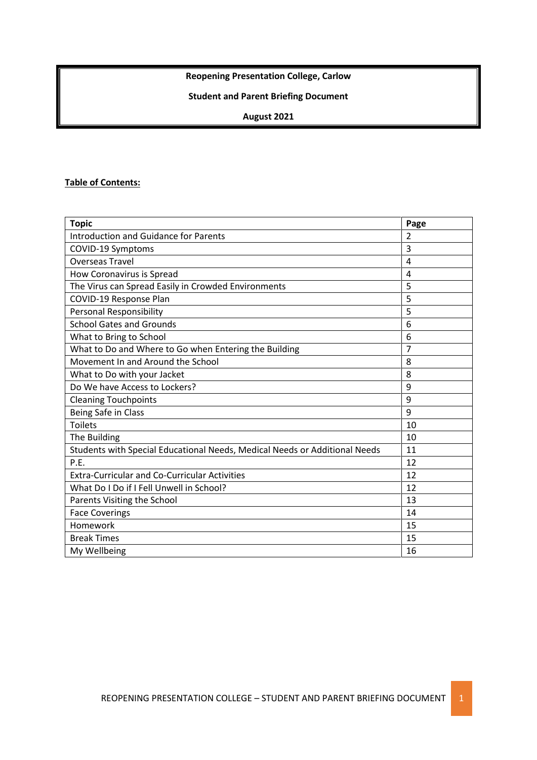**Reopening Presentation College, Carlow**

**Student and Parent Briefing Document**

**August 2021**

**Table of Contents:**

| Topic | Page |
|---|---|
| Introduction and Guidance for Parents | 2 |
| COVID-19 Symptoms | 3 |
| Overseas Travel | 4 |
| How Coronavirus is Spread | 4 |
| The Virus can Spread Easily in Crowded Environments | 5 |
| COVID-19 Response Plan | 5 |
| Personal Responsibility | 5 |
| School Gates and Grounds | 6 |
| What to Bring to School | 6 |
| What to Do and Where to Go when Entering the Building | 7 |
| Movement In and Around the School | 8 |
| What to Do with your Jacket | 8 |
| Do We have Access to Lockers? | 9 |
| Cleaning Touchpoints | 9 |
| Being Safe in Class | 9 |
| Toilets | 10 |
| The Building | 10 |
| Students with Special Educational Needs, Medical Needs or Additional Needs | 11 |
| P.E. | 12 |
| Extra-Curricular and Co-Curricular Activities | 12 |
| What Do I Do if I Fell Unwell in School? | 12 |
| Parents Visiting the School | 13 |
| Face Coverings | 14 |
| Homework | 15 |
| Break Times | 15 |
| My Wellbeing | 16 |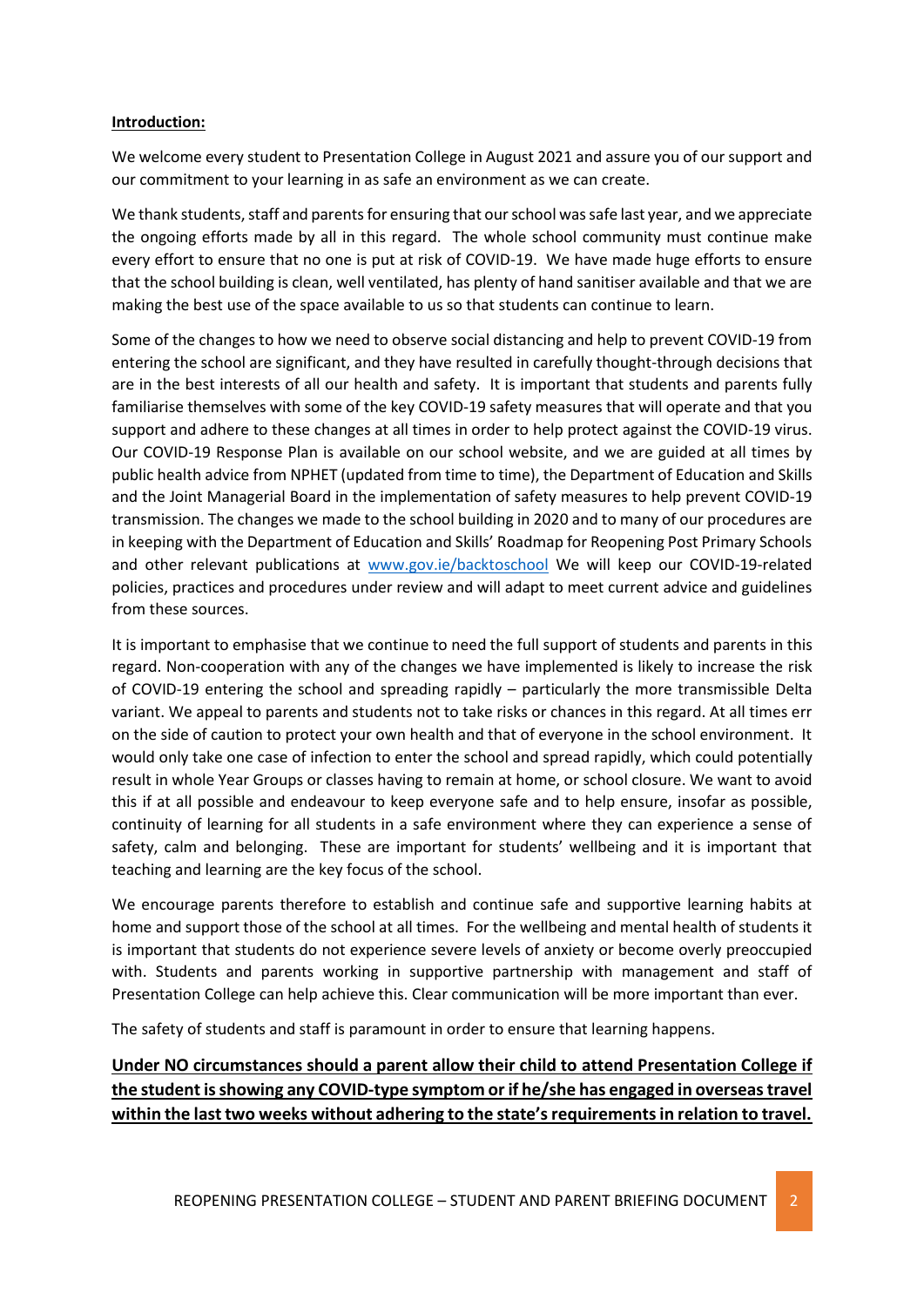**Introduction:**

We welcome every student to Presentation College in August 2021 and assure you of our support and our commitment to your learning in as safe an environment as we can create.

We thank students, staff and parents for ensuring that our school was safe last year, and we appreciate the ongoing efforts made by all in this regard. The whole school community must continue make every effort to ensure that no one is put at risk of COVID-19. We have made huge efforts to ensure that the school building is clean, well ventilated, has plenty of hand sanitiser available and that we are making the best use of the space available to us so that students can continue to learn.

Some of the changes to how we need to observe social distancing and help to prevent COVID-19 from entering the school are significant, and they have resulted in carefully thought-through decisions that are in the best interests of all our health and safety. It is important that students and parents fully familiarise themselves with some of the key COVID-19 safety measures that will operate and that you support and adhere to these changes at all times in order to help protect against the COVID-19 virus. Our COVID-19 Response Plan is available on our school website, and we are guided at all times by public health advice from NPHET (updated from time to time), the Department of Education and Skills and the Joint Managerial Board in the implementation of safety measures to help prevent COVID-19 transmission. The changes we made to the school building in 2020 and to many of our procedures are in keeping with the Department of Education and Skills' Roadmap for Reopening Post Primary Schools and other relevant publications at [www.gov.ie/backtoschool](http://www.gov.ie/backtoschool) We will keep our COVID-19-related policies, practices and procedures under review and will adapt to meet current advice and guidelines from these sources.

It is important to emphasise that we continue to need the full support of students and parents in this regard. Non-cooperation with any of the changes we have implemented is likely to increase the risk of COVID-19 entering the school and spreading rapidly – particularly the more transmissible Delta variant. We appeal to parents and students not to take risks or chances in this regard. At all times err on the side of caution to protect your own health and that of everyone in the school environment. It would only take one case of infection to enter the school and spread rapidly, which could potentially result in whole Year Groups or classes having to remain at home, or school closure. We want to avoid this if at all possible and endeavour to keep everyone safe and to help ensure, insofar as possible, continuity of learning for all students in a safe environment where they can experience a sense of safety, calm and belonging. These are important for students' wellbeing and it is important that teaching and learning are the key focus of the school.

We encourage parents therefore to establish and continue safe and supportive learning habits at home and support those of the school at all times. For the wellbeing and mental health of students it is important that students do not experience severe levels of anxiety or become overly preoccupied with. Students and parents working in supportive partnership with management and staff of Presentation College can help achieve this. Clear communication will be more important than ever.

The safety of students and staff is paramount in order to ensure that learning happens.

**Under NO circumstances should a parent allow their child to attend Presentation College if the student is showing any COVID-type symptom or if he/she has engaged in overseas travel within the last two weeks without adhering to the state's requirements in relation to travel.**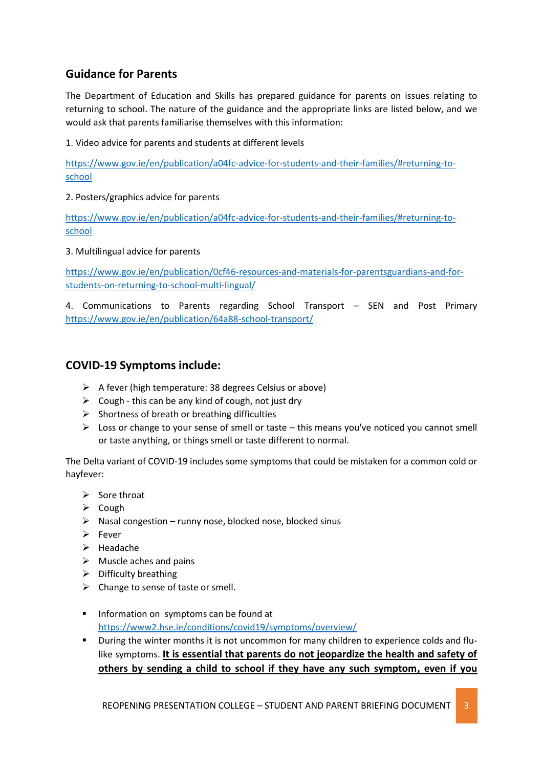## Guidance for Parents

The Department of Education and Skills has prepared guidance for parents on issues relating to returning to school. The nature of the guidance and the appropriate links are listed below, and we would ask that parents familiarise themselves with this information:

1. Video advice for parents and students at different levels

https://www.gov.ie/en/publication/a04fc-advice-for-students-and-their-families/#returning-to-school

2. Posters/graphics advice for parents

https://www.gov.ie/en/publication/a04fc-advice-for-students-and-their-families/#returning-to-school

3. Multilingual advice for parents

https://www.gov.ie/en/publication/0cf46-resources-and-materials-for-parentsguardians-and-for-students-on-returning-to-school-multi-lingual/

4. Communications to Parents regarding School Transport – SEN and Post Primary https://www.gov.ie/en/publication/64a88-school-transport/

## COVID-19 Symptoms include:

- A fever (high temperature: 38 degrees Celsius or above)
- Cough - this can be any kind of cough, not just dry
- Shortness of breath or breathing difficulties
- Loss or change to your sense of smell or taste – this means you've noticed you cannot smell or taste anything, or things smell or taste different to normal.

The Delta variant of COVID-19 includes some symptoms that could be mistaken for a common cold or hayfever:

- Sore throat
- Cough
- Nasal congestion – runny nose, blocked nose, blocked sinus
- Fever
- Headache
- Muscle aches and pains
- Difficulty breathing
- Change to sense of taste or smell.

- Information on symptoms can be found at https://www2.hse.ie/conditions/covid19/symptoms/overview/
- During the winter months it is not uncommon for many children to experience colds and flu-like symptoms. **It is essential that parents do not jeopardize the health and safety of others by sending a child to school if they have any such symptom, even if you**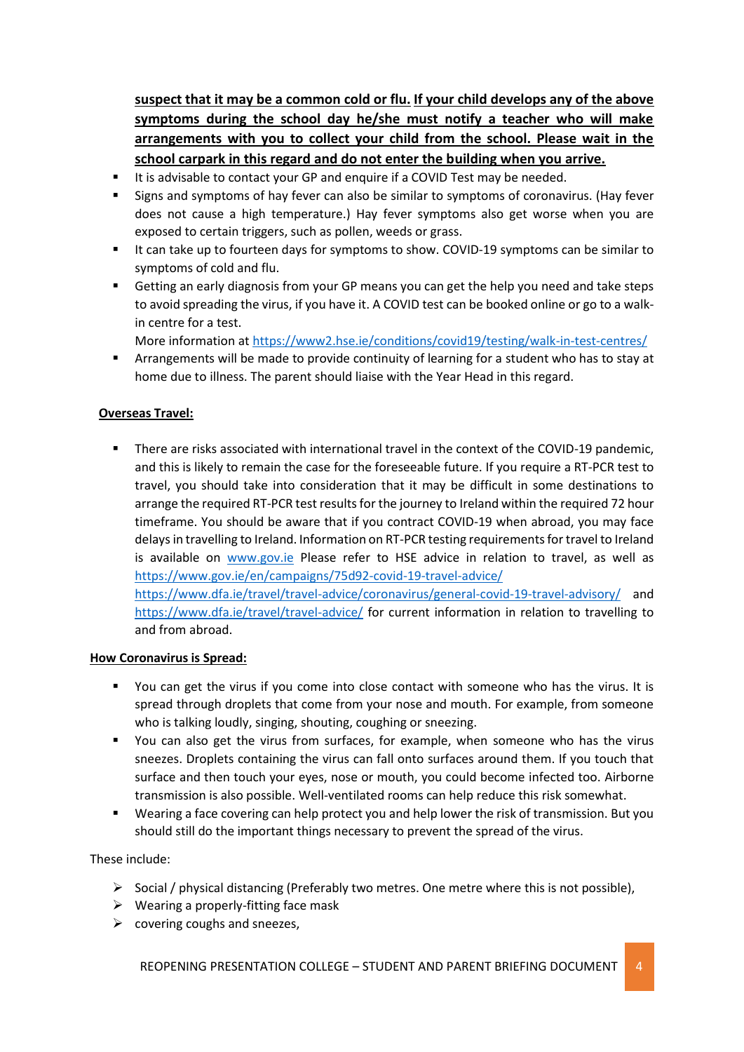**suspect that it may be a common cold or flu. If your child develops any of the above symptoms during the school day he/she must notify a teacher who will make arrangements with you to collect your child from the school. Please wait in the school carpark in this regard and do not enter the building when you arrive.**

- It is advisable to contact your GP and enquire if a COVID Test may be needed.
- Signs and symptoms of hay fever can also be similar to symptoms of coronavirus. (Hay fever does not cause a high temperature.) Hay fever symptoms also get worse when you are exposed to certain triggers, such as pollen, weeds or grass.
- It can take up to fourteen days for symptoms to show. COVID-19 symptoms can be similar to symptoms of cold and flu.
- Getting an early diagnosis from your GP means you can get the help you need and take steps to avoid spreading the virus, if you have it. A COVID test can be booked online or go to a walk-in centre for a test.
  More information at https://www2.hse.ie/conditions/covid19/testing/walk-in-test-centres/
- Arrangements will be made to provide continuity of learning for a student who has to stay at home due to illness. The parent should liaise with the Year Head in this regard.

**Overseas Travel:**

- There are risks associated with international travel in the context of the COVID-19 pandemic, and this is likely to remain the case for the foreseeable future. If you require a RT-PCR test to travel, you should take into consideration that it may be difficult in some destinations to arrange the required RT-PCR test results for the journey to Ireland within the required 72 hour timeframe. You should be aware that if you contract COVID-19 when abroad, you may face delays in travelling to Ireland. Information on RT-PCR testing requirements for travel to Ireland is available on www.gov.ie Please refer to HSE advice in relation to travel, as well as https://www.gov.ie/en/campaigns/75d92-covid-19-travel-advice/ https://www.dfa.ie/travel/travel-advice/coronavirus/general-covid-19-travel-advisory/ and https://www.dfa.ie/travel/travel-advice/ for current information in relation to travelling to and from abroad.

**How Coronavirus is Spread:**

- You can get the virus if you come into close contact with someone who has the virus. It is spread through droplets that come from your nose and mouth. For example, from someone who is talking loudly, singing, shouting, coughing or sneezing.
- You can also get the virus from surfaces, for example, when someone who has the virus sneezes. Droplets containing the virus can fall onto surfaces around them. If you touch that surface and then touch your eyes, nose or mouth, you could become infected too. Airborne transmission is also possible. Well-ventilated rooms can help reduce this risk somewhat.
- Wearing a face covering can help protect you and help lower the risk of transmission. But you should still do the important things necessary to prevent the spread of the virus.

These include:

- Social / physical distancing (Preferably two metres. One metre where this is not possible),
- Wearing a properly-fitting face mask
- covering coughs and sneezes,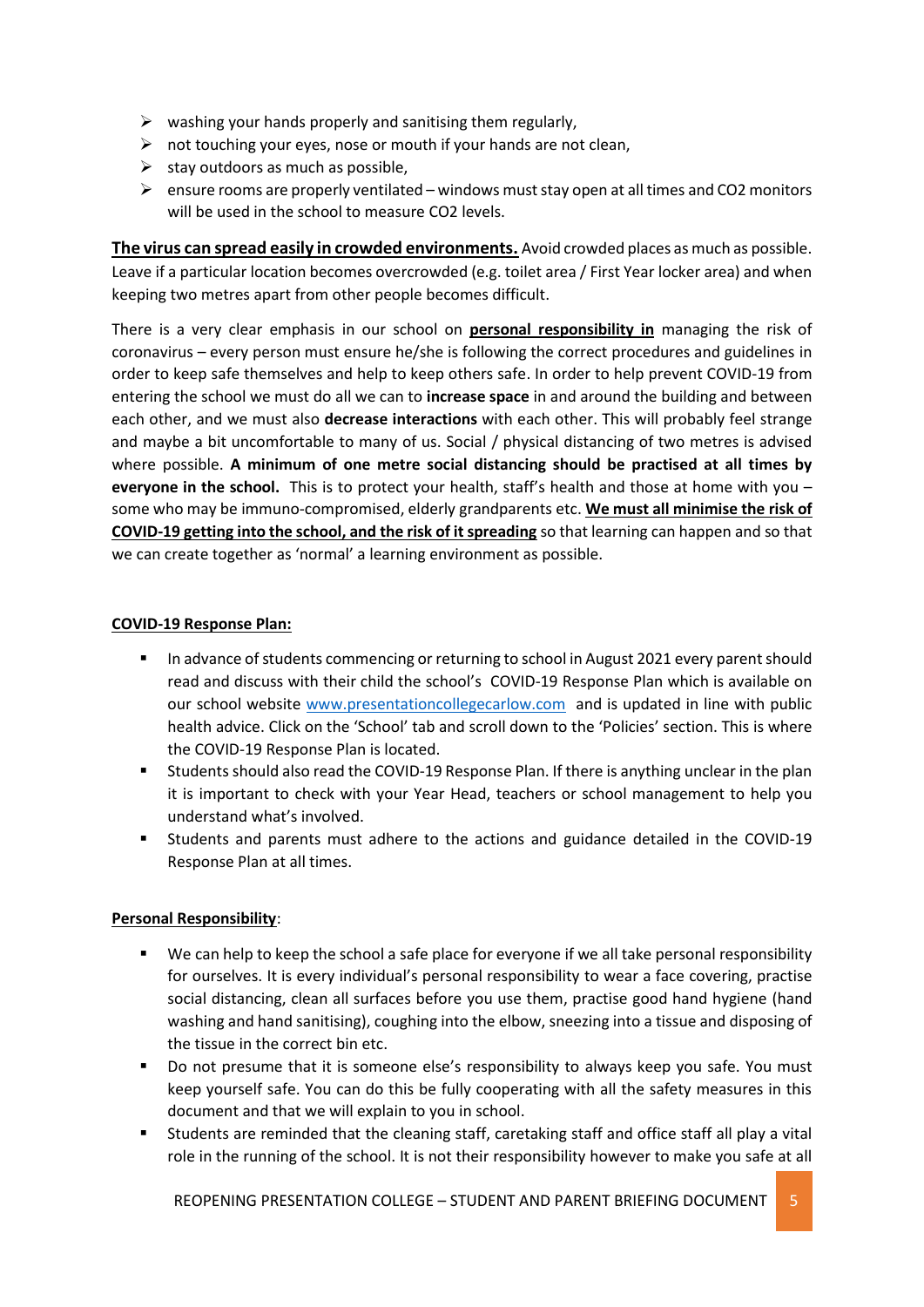- washing your hands properly and sanitising them regularly,
- not touching your eyes, nose or mouth if your hands are not clean,
- stay outdoors as much as possible,
- ensure rooms are properly ventilated – windows must stay open at all times and $CO_2$ monitors will be used in the school to measure $CO_2$ levels.

**The virus can spread easily in crowded environments.** Avoid crowded places as much as possible. Leave if a particular location becomes overcrowded (e.g. toilet area / First Year locker area) and when keeping two metres apart from other people becomes difficult.

There is a very clear emphasis in our school on **personal responsibility in** managing the risk of coronavirus – every person must ensure he/she is following the correct procedures and guidelines in order to keep safe themselves and help to keep others safe. In order to help prevent COVID-19 from entering the school we must do all we can to **increase space** in and around the building and between each other, and we must also **decrease interactions** with each other. This will probably feel strange and maybe a bit uncomfortable to many of us. Social / physical distancing of two metres is advised where possible. **A minimum of one metre social distancing should be practised at all times by everyone in the school.** This is to protect your health, staff's health and those at home with you – some who may be immuno-compromised, elderly grandparents etc. **We must all minimise the risk of COVID-19 getting into the school, and the risk of it spreading** so that learning can happen and so that we can create together as 'normal' a learning environment as possible.

**COVID-19 Response Plan:**

- In advance of students commencing or returning to school in August 2021 every parent should read and discuss with their child the school's COVID-19 Response Plan which is available on our school website www.presentationcollegecarlow.com and is updated in line with public health advice. Click on the 'School' tab and scroll down to the 'Policies' section. This is where the COVID-19 Response Plan is located.
- Students should also read the COVID-19 Response Plan. If there is anything unclear in the plan it is important to check with your Year Head, teachers or school management to help you understand what's involved.
- Students and parents must adhere to the actions and guidance detailed in the COVID-19 Response Plan at all times.

**Personal Responsibility**:

- We can help to keep the school a safe place for everyone if we all take personal responsibility for ourselves. It is every individual's personal responsibility to wear a face covering, practise social distancing, clean all surfaces before you use them, practise good hand hygiene (hand washing and hand sanitising), coughing into the elbow, sneezing into a tissue and disposing of the tissue in the correct bin etc.
- Do not presume that it is someone else's responsibility to always keep you safe. You must keep yourself safe. You can do this be fully cooperating with all the safety measures in this document and that we will explain to you in school.
- Students are reminded that the cleaning staff, caretaking staff and office staff all play a vital role in the running of the school. It is not their responsibility however to make you safe at all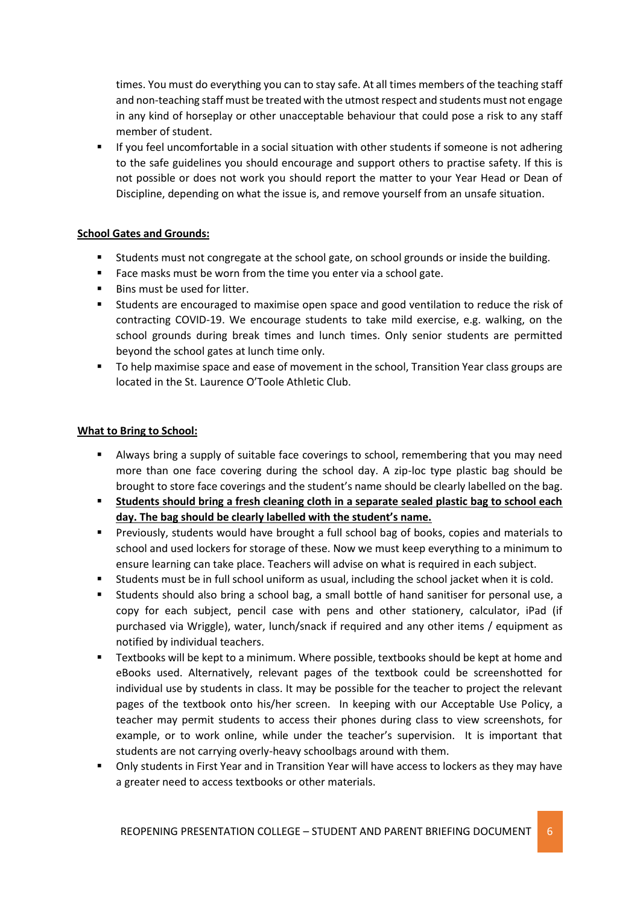times. You must do everything you can to stay safe. At all times members of the teaching staff and non-teaching staff must be treated with the utmost respect and students must not engage in any kind of horseplay or other unacceptable behaviour that could pose a risk to any staff member of student.

- If you feel uncomfortable in a social situation with other students if someone is not adhering to the safe guidelines you should encourage and support others to practise safety. If this is not possible or does not work you should report the matter to your Year Head or Dean of Discipline, depending on what the issue is, and remove yourself from an unsafe situation.

**School Gates and Grounds:**

- Students must not congregate at the school gate, on school grounds or inside the building.
- Face masks must be worn from the time you enter via a school gate.
- Bins must be used for litter.
- Students are encouraged to maximise open space and good ventilation to reduce the risk of contracting COVID-19. We encourage students to take mild exercise, e.g. walking, on the school grounds during break times and lunch times. Only senior students are permitted beyond the school gates at lunch time only.
- To help maximise space and ease of movement in the school, Transition Year class groups are located in the St. Laurence O'Toole Athletic Club.

**What to Bring to School:**

- Always bring a supply of suitable face coverings to school, remembering that you may need more than one face covering during the school day. A zip-loc type plastic bag should be brought to store face coverings and the student's name should be clearly labelled on the bag.
- **Students should bring a fresh cleaning cloth in a separate sealed plastic bag to school each day. The bag should be clearly labelled with the student's name.**
- Previously, students would have brought a full school bag of books, copies and materials to school and used lockers for storage of these. Now we must keep everything to a minimum to ensure learning can take place. Teachers will advise on what is required in each subject.
- Students must be in full school uniform as usual, including the school jacket when it is cold.
- Students should also bring a school bag, a small bottle of hand sanitiser for personal use, a copy for each subject, pencil case with pens and other stationery, calculator, iPad (if purchased via Wriggle), water, lunch/snack if required and any other items / equipment as notified by individual teachers.
- Textbooks will be kept to a minimum. Where possible, textbooks should be kept at home and eBooks used. Alternatively, relevant pages of the textbook could be screenshotted for individual use by students in class. It may be possible for the teacher to project the relevant pages of the textbook onto his/her screen. In keeping with our Acceptable Use Policy, a teacher may permit students to access their phones during class to view screenshots, for example, or to work online, while under the teacher's supervision. It is important that students are not carrying overly-heavy schoolbags around with them.
- Only students in First Year and in Transition Year will have access to lockers as they may have a greater need to access textbooks or other materials.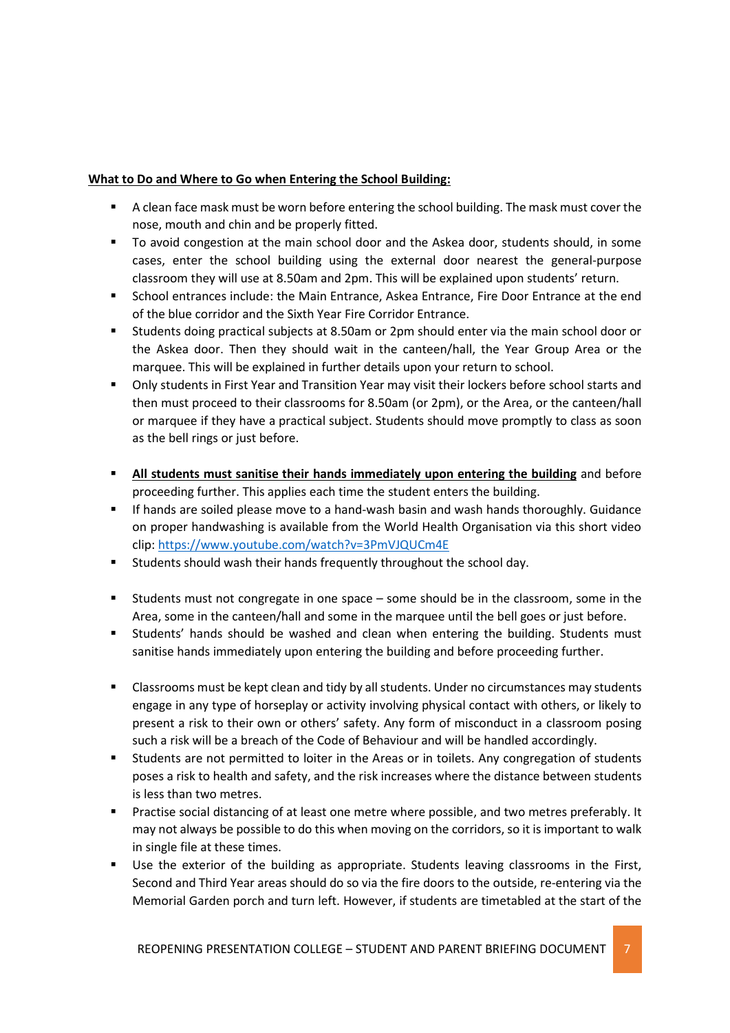**What to Do and Where to Go when Entering the School Building:**

- A clean face mask must be worn before entering the school building. The mask must cover the nose, mouth and chin and be properly fitted.
- To avoid congestion at the main school door and the Askea door, students should, in some cases, enter the school building using the external door nearest the general-purpose classroom they will use at 8.50am and 2pm. This will be explained upon students' return.
- School entrances include: the Main Entrance, Askea Entrance, Fire Door Entrance at the end of the blue corridor and the Sixth Year Fire Corridor Entrance.
- Students doing practical subjects at 8.50am or 2pm should enter via the main school door or the Askea door. Then they should wait in the canteen/hall, the Year Group Area or the marquee. This will be explained in further details upon your return to school.
- Only students in First Year and Transition Year may visit their lockers before school starts and then must proceed to their classrooms for 8.50am (or 2pm), or the Area, or the canteen/hall or marquee if they have a practical subject. Students should move promptly to class as soon as the bell rings or just before.

- **All students must sanitise their hands immediately upon entering the building** and before proceeding further. This applies each time the student enters the building.
- If hands are soiled please move to a hand-wash basin and wash hands thoroughly. Guidance on proper handwashing is available from the World Health Organisation via this short video clip: [https://www.youtube.com/watch?v=3PmVJQUCm4E](https://www.youtube.com/watch?v=3PmVJQUCm4E)
- Students should wash their hands frequently throughout the school day.

- Students must not congregate in one space – some should be in the classroom, some in the Area, some in the canteen/hall and some in the marquee until the bell goes or just before.
- Students' hands should be washed and clean when entering the building. Students must sanitise hands immediately upon entering the building and before proceeding further.

- Classrooms must be kept clean and tidy by all students. Under no circumstances may students engage in any type of horseplay or activity involving physical contact with others, or likely to present a risk to their own or others' safety. Any form of misconduct in a classroom posing such a risk will be a breach of the Code of Behaviour and will be handled accordingly.
- Students are not permitted to loiter in the Areas or in toilets. Any congregation of students poses a risk to health and safety, and the risk increases where the distance between students is less than two metres.
- Practise social distancing of at least one metre where possible, and two metres preferably. It may not always be possible to do this when moving on the corridors, so it is important to walk in single file at these times.
- Use the exterior of the building as appropriate. Students leaving classrooms in the First, Second and Third Year areas should do so via the fire doors to the outside, re-entering via the Memorial Garden porch and turn left. However, if students are timetabled at the start of the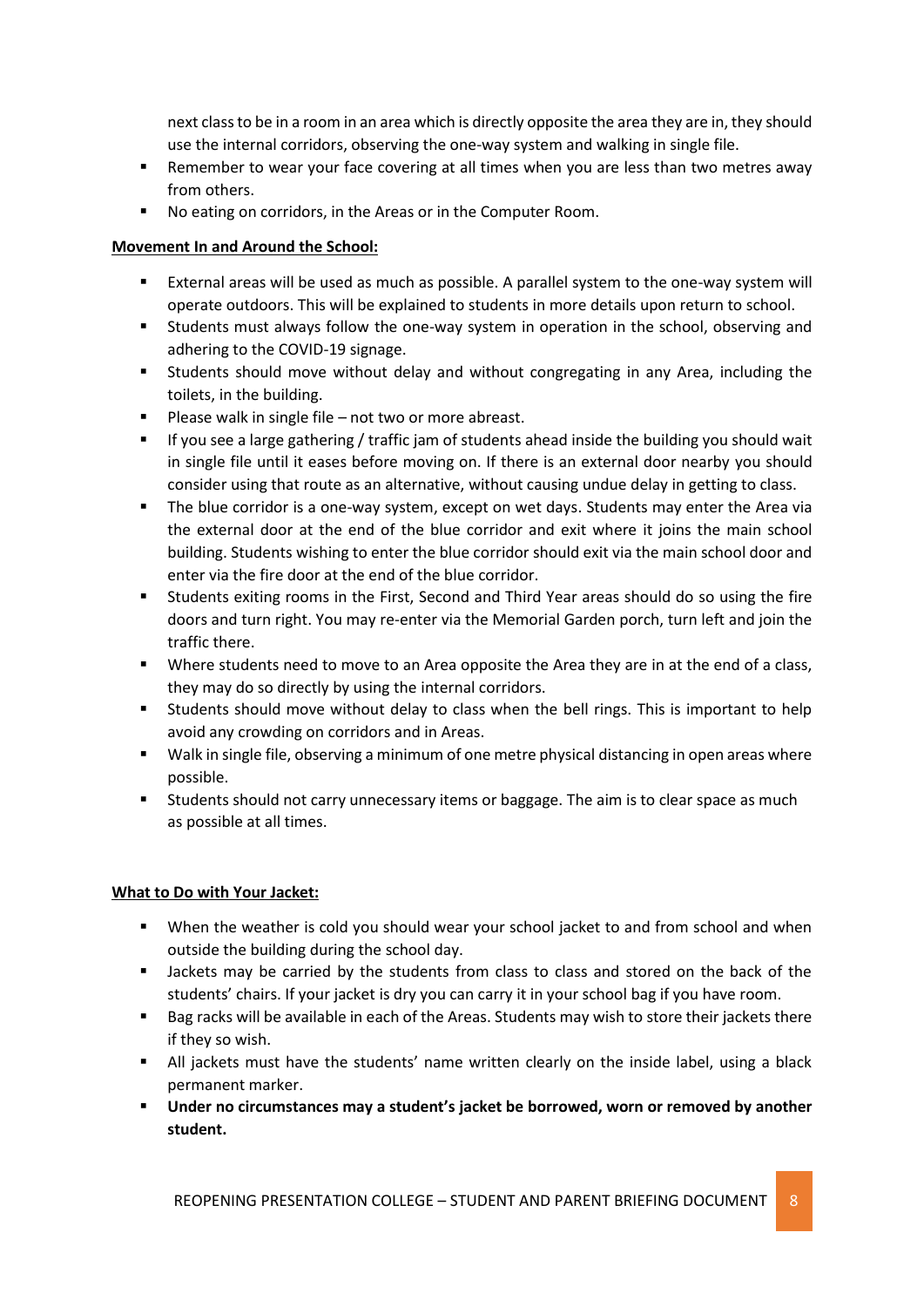next class to be in a room in an area which is directly opposite the area they are in, they should use the internal corridors, observing the one-way system and walking in single file.

- Remember to wear your face covering at all times when you are less than two metres away from others.
- No eating on corridors, in the Areas or in the Computer Room.

**Movement In and Around the School:**

- External areas will be used as much as possible. A parallel system to the one-way system will operate outdoors. This will be explained to students in more details upon return to school.
- Students must always follow the one-way system in operation in the school, observing and adhering to the COVID-19 signage.
- Students should move without delay and without congregating in any Area, including the toilets, in the building.
- Please walk in single file – not two or more abreast.
- If you see a large gathering / traffic jam of students ahead inside the building you should wait in single file until it eases before moving on. If there is an external door nearby you should consider using that route as an alternative, without causing undue delay in getting to class.
- The blue corridor is a one-way system, except on wet days. Students may enter the Area via the external door at the end of the blue corridor and exit where it joins the main school building. Students wishing to enter the blue corridor should exit via the main school door and enter via the fire door at the end of the blue corridor.
- Students exiting rooms in the First, Second and Third Year areas should do so using the fire doors and turn right. You may re-enter via the Memorial Garden porch, turn left and join the traffic there.
- Where students need to move to an Area opposite the Area they are in at the end of a class, they may do so directly by using the internal corridors.
- Students should move without delay to class when the bell rings. This is important to help avoid any crowding on corridors and in Areas.
- Walk in single file, observing a minimum of one metre physical distancing in open areas where possible.
- Students should not carry unnecessary items or baggage. The aim is to clear space as much as possible at all times.

**What to Do with Your Jacket:**

- When the weather is cold you should wear your school jacket to and from school and when outside the building during the school day.
- Jackets may be carried by the students from class to class and stored on the back of the students' chairs. If your jacket is dry you can carry it in your school bag if you have room.
- Bag racks will be available in each of the Areas. Students may wish to store their jackets there if they so wish.
- All jackets must have the students' name written clearly on the inside label, using a black permanent marker.
- **Under no circumstances may a student's jacket be borrowed, worn or removed by another student.**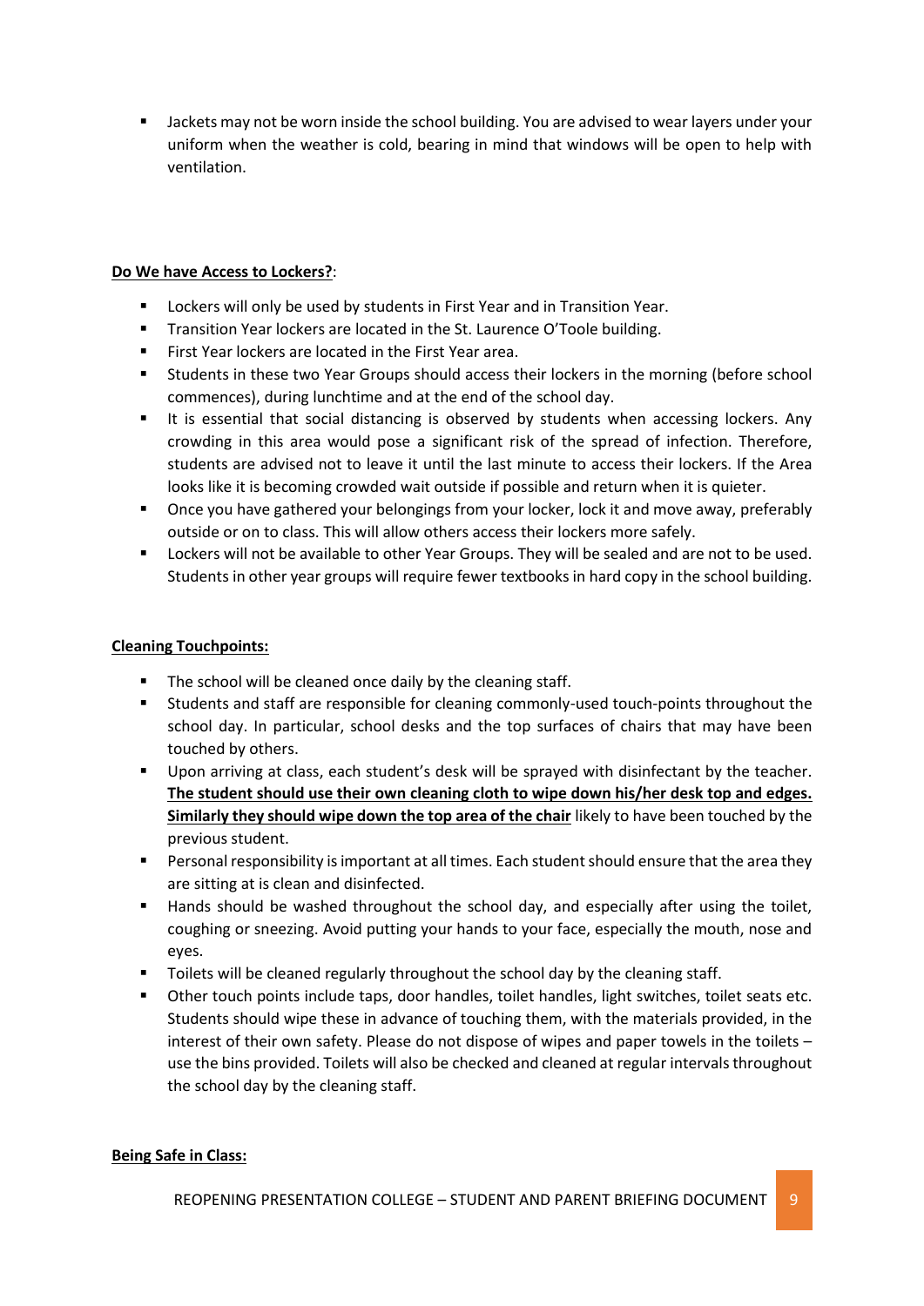- Jackets may not be worn inside the school building. You are advised to wear layers under your uniform when the weather is cold, bearing in mind that windows will be open to help with ventilation.

**Do We have Access to Lockers?**:

- Lockers will only be used by students in First Year and in Transition Year.
- Transition Year lockers are located in the St. Laurence O'Toole building.
- First Year lockers are located in the First Year area.
- Students in these two Year Groups should access their lockers in the morning (before school commences), during lunchtime and at the end of the school day.
- It is essential that social distancing is observed by students when accessing lockers. Any crowding in this area would pose a significant risk of the spread of infection. Therefore, students are advised not to leave it until the last minute to access their lockers. If the Area looks like it is becoming crowded wait outside if possible and return when it is quieter.
- Once you have gathered your belongings from your locker, lock it and move away, preferably outside or on to class. This will allow others access their lockers more safely.
- Lockers will not be available to other Year Groups. They will be sealed and are not to be used. Students in other year groups will require fewer textbooks in hard copy in the school building.

**Cleaning Touchpoints:**

- The school will be cleaned once daily by the cleaning staff.
- Students and staff are responsible for cleaning commonly-used touch-points throughout the school day. In particular, school desks and the top surfaces of chairs that may have been touched by others.
- Upon arriving at class, each student's desk will be sprayed with disinfectant by the teacher. **The student should use their own cleaning cloth to wipe down his/her desk top and edges. Similarly they should wipe down the top area of the chair** likely to have been touched by the previous student.
- Personal responsibility is important at all times. Each student should ensure that the area they are sitting at is clean and disinfected.
- Hands should be washed throughout the school day, and especially after using the toilet, coughing or sneezing. Avoid putting your hands to your face, especially the mouth, nose and eyes.
- Toilets will be cleaned regularly throughout the school day by the cleaning staff.
- Other touch points include taps, door handles, toilet handles, light switches, toilet seats etc. Students should wipe these in advance of touching them, with the materials provided, in the interest of their own safety. Please do not dispose of wipes and paper towels in the toilets – use the bins provided. Toilets will also be checked and cleaned at regular intervals throughout the school day by the cleaning staff.

**Being Safe in Class:**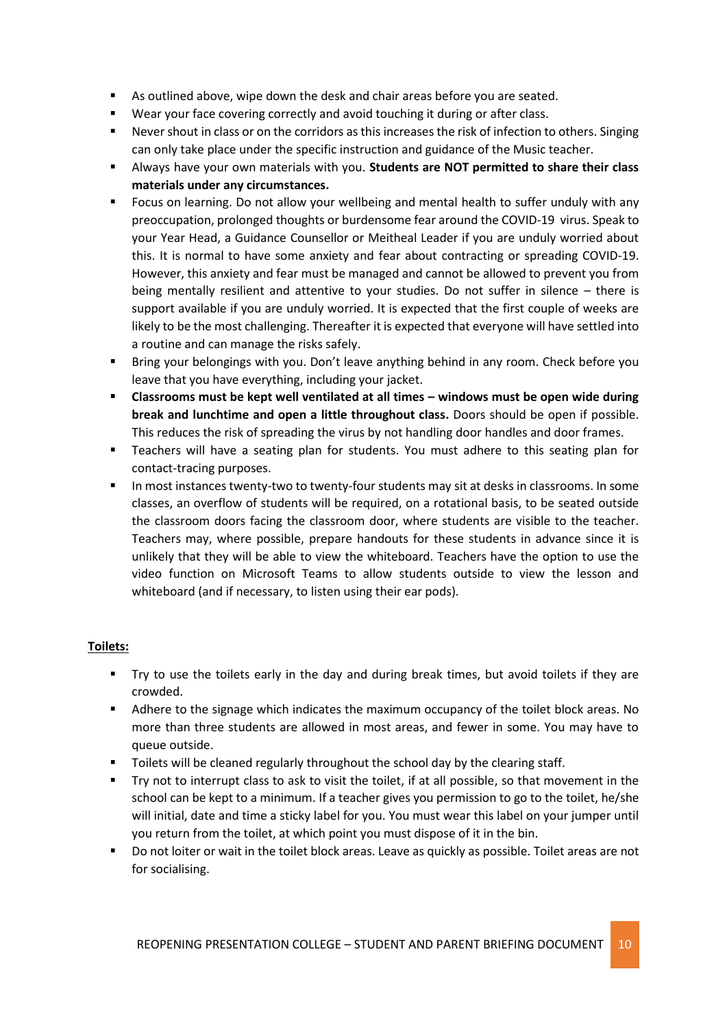- As outlined above, wipe down the desk and chair areas before you are seated.
- Wear your face covering correctly and avoid touching it during or after class.
- Never shout in class or on the corridors as this increases the risk of infection to others. Singing can only take place under the specific instruction and guidance of the Music teacher.
- Always have your own materials with you. **Students are NOT permitted to share their class materials under any circumstances.**
- Focus on learning. Do not allow your wellbeing and mental health to suffer unduly with any preoccupation, prolonged thoughts or burdensome fear around the COVID-19 virus. Speak to your Year Head, a Guidance Counsellor or Meitheal Leader if you are unduly worried about this. It is normal to have some anxiety and fear about contracting or spreading COVID-19. However, this anxiety and fear must be managed and cannot be allowed to prevent you from being mentally resilient and attentive to your studies. Do not suffer in silence – there is support available if you are unduly worried. It is expected that the first couple of weeks are likely to be the most challenging. Thereafter it is expected that everyone will have settled into a routine and can manage the risks safely.
- Bring your belongings with you. Don't leave anything behind in any room. Check before you leave that you have everything, including your jacket.
- **Classrooms must be kept well ventilated at all times – windows must be open wide during break and lunchtime and open a little throughout class.** Doors should be open if possible. This reduces the risk of spreading the virus by not handling door handles and door frames.
- Teachers will have a seating plan for students. You must adhere to this seating plan for contact-tracing purposes.
- In most instances twenty-two to twenty-four students may sit at desks in classrooms. In some classes, an overflow of students will be required, on a rotational basis, to be seated outside the classroom doors facing the classroom door, where students are visible to the teacher. Teachers may, where possible, prepare handouts for these students in advance since it is unlikely that they will be able to view the whiteboard. Teachers have the option to use the video function on Microsoft Teams to allow students outside to view the lesson and whiteboard (and if necessary, to listen using their ear pods).

## Toilets:

- Try to use the toilets early in the day and during break times, but avoid toilets if they are crowded.
- Adhere to the signage which indicates the maximum occupancy of the toilet block areas. No more than three students are allowed in most areas, and fewer in some. You may have to queue outside.
- Toilets will be cleaned regularly throughout the school day by the clearing staff.
- Try not to interrupt class to ask to visit the toilet, if at all possible, so that movement in the school can be kept to a minimum. If a teacher gives you permission to go to the toilet, he/she will initial, date and time a sticky label for you. You must wear this label on your jumper until you return from the toilet, at which point you must dispose of it in the bin.
- Do not loiter or wait in the toilet block areas. Leave as quickly as possible. Toilet areas are not for socialising.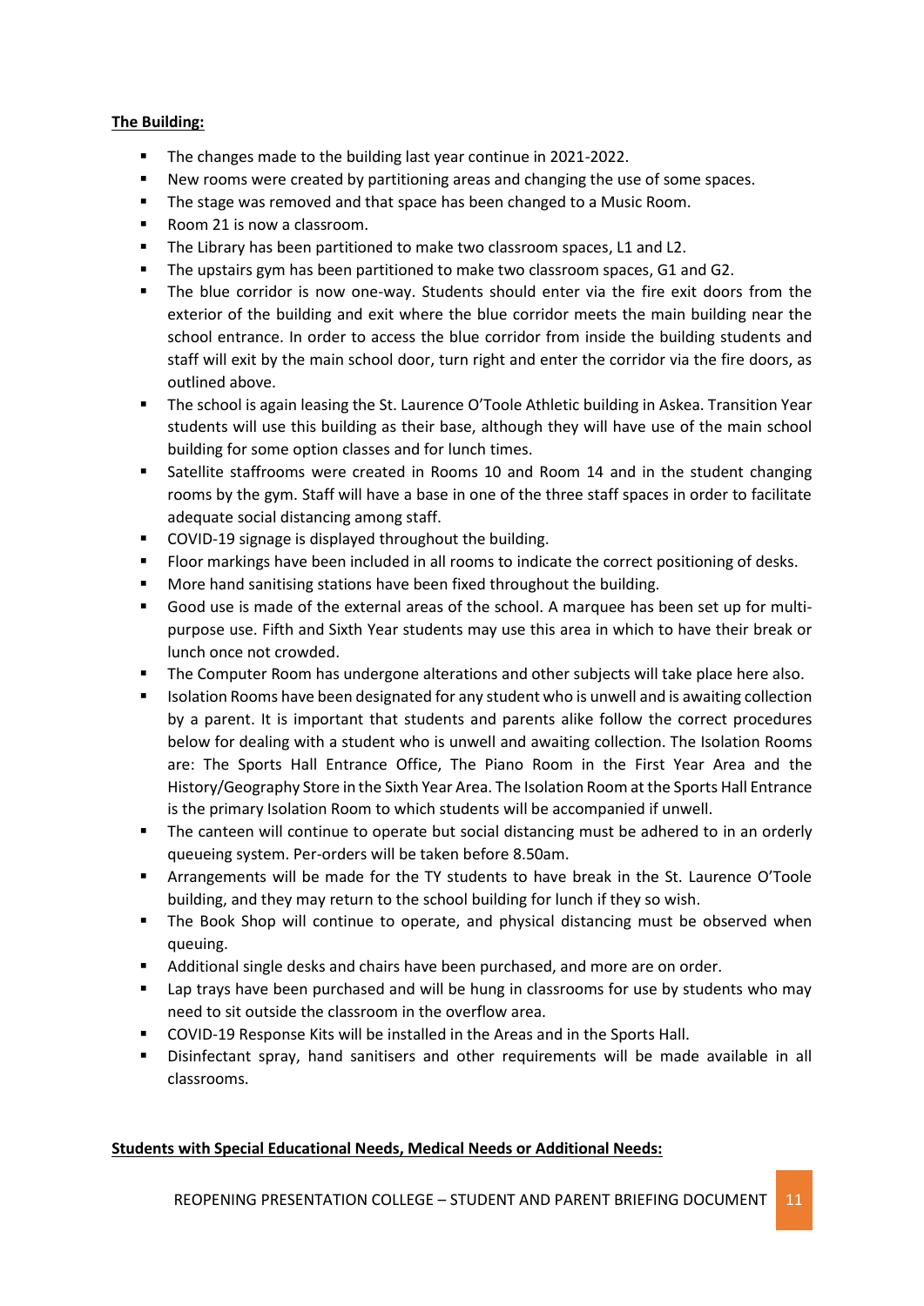**The Building:**

- The changes made to the building last year continue in 2021-2022.
- New rooms were created by partitioning areas and changing the use of some spaces.
- The stage was removed and that space has been changed to a Music Room.
- Room 21 is now a classroom.
- The Library has been partitioned to make two classroom spaces, L1 and L2.
- The upstairs gym has been partitioned to make two classroom spaces, G1 and G2.
- The blue corridor is now one-way. Students should enter via the fire exit doors from the exterior of the building and exit where the blue corridor meets the main building near the school entrance. In order to access the blue corridor from inside the building students and staff will exit by the main school door, turn right and enter the corridor via the fire doors, as outlined above.
- The school is again leasing the St. Laurence O'Toole Athletic building in Askea. Transition Year students will use this building as their base, although they will have use of the main school building for some option classes and for lunch times.
- Satellite staffrooms were created in Rooms 10 and Room 14 and in the student changing rooms by the gym. Staff will have a base in one of the three staff spaces in order to facilitate adequate social distancing among staff.
- COVID-19 signage is displayed throughout the building.
- Floor markings have been included in all rooms to indicate the correct positioning of desks.
- More hand sanitising stations have been fixed throughout the building.
- Good use is made of the external areas of the school. A marquee has been set up for multi-purpose use. Fifth and Sixth Year students may use this area in which to have their break or lunch once not crowded.
- The Computer Room has undergone alterations and other subjects will take place here also.
- Isolation Rooms have been designated for any student who is unwell and is awaiting collection by a parent. It is important that students and parents alike follow the correct procedures below for dealing with a student who is unwell and awaiting collection. The Isolation Rooms are: The Sports Hall Entrance Office, The Piano Room in the First Year Area and the History/Geography Store in the Sixth Year Area. The Isolation Room at the Sports Hall Entrance is the primary Isolation Room to which students will be accompanied if unwell.
- The canteen will continue to operate but social distancing must be adhered to in an orderly queueing system. Per-orders will be taken before 8.50am.
- Arrangements will be made for the TY students to have break in the St. Laurence O'Toole building, and they may return to the school building for lunch if they so wish.
- The Book Shop will continue to operate, and physical distancing must be observed when queuing.
- Additional single desks and chairs have been purchased, and more are on order.
- Lap trays have been purchased and will be hung in classrooms for use by students who may need to sit outside the classroom in the overflow area.
- COVID-19 Response Kits will be installed in the Areas and in the Sports Hall.
- Disinfectant spray, hand sanitisers and other requirements will be made available in all classrooms.

**Students with Special Educational Needs, Medical Needs or Additional Needs:**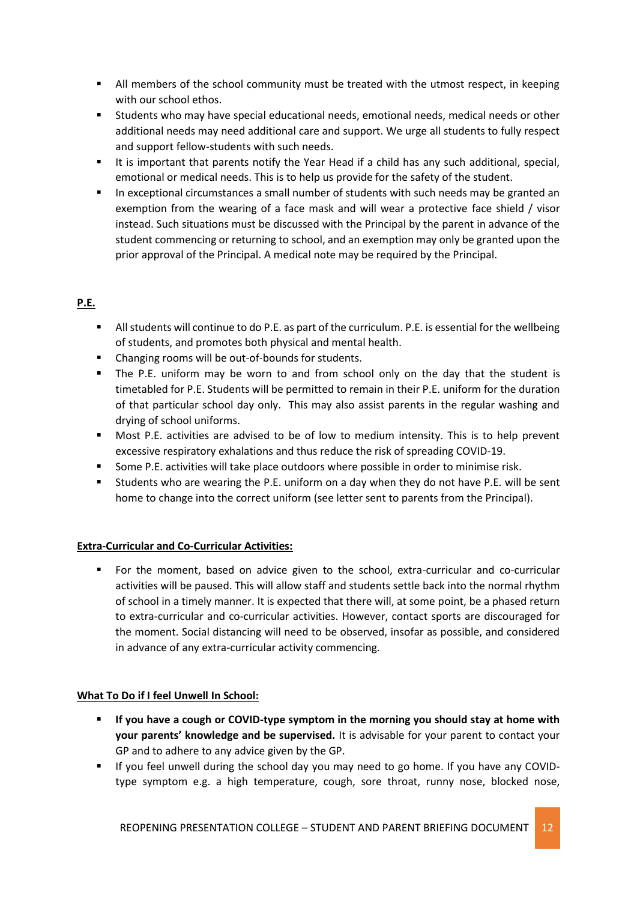- All members of the school community must be treated with the utmost respect, in keeping with our school ethos.
- Students who may have special educational needs, emotional needs, medical needs or other additional needs may need additional care and support. We urge all students to fully respect and support fellow-students with such needs.
- It is important that parents notify the Year Head if a child has any such additional, special, emotional or medical needs. This is to help us provide for the safety of the student.
- In exceptional circumstances a small number of students with such needs may be granted an exemption from the wearing of a face mask and will wear a protective face shield / visor instead. Such situations must be discussed with the Principal by the parent in advance of the student commencing or returning to school, and an exemption may only be granted upon the prior approval of the Principal. A medical note may be required by the Principal.

**P.E.**

- All students will continue to do P.E. as part of the curriculum. P.E. is essential for the wellbeing of students, and promotes both physical and mental health.
- Changing rooms will be out-of-bounds for students.
- The P.E. uniform may be worn to and from school only on the day that the student is timetabled for P.E. Students will be permitted to remain in their P.E. uniform for the duration of that particular school day only. This may also assist parents in the regular washing and drying of school uniforms.
- Most P.E. activities are advised to be of low to medium intensity. This is to help prevent excessive respiratory exhalations and thus reduce the risk of spreading COVID-19.
- Some P.E. activities will take place outdoors where possible in order to minimise risk.
- Students who are wearing the P.E. uniform on a day when they do not have P.E. will be sent home to change into the correct uniform (see letter sent to parents from the Principal).

**Extra-Curricular and Co-Curricular Activities:**

- For the moment, based on advice given to the school, extra-curricular and co-curricular activities will be paused. This will allow staff and students settle back into the normal rhythm of school in a timely manner. It is expected that there will, at some point, be a phased return to extra-curricular and co-curricular activities. However, contact sports are discouraged for the moment. Social distancing will need to be observed, insofar as possible, and considered in advance of any extra-curricular activity commencing.

**What To Do if I feel Unwell In School:**

- **If you have a cough or COVID-type symptom in the morning you should stay at home with your parents' knowledge and be supervised.** It is advisable for your parent to contact your GP and to adhere to any advice given by the GP.
- If you feel unwell during the school day you may need to go home. If you have any COVID-type symptom e.g. a high temperature, cough, sore throat, runny nose, blocked nose,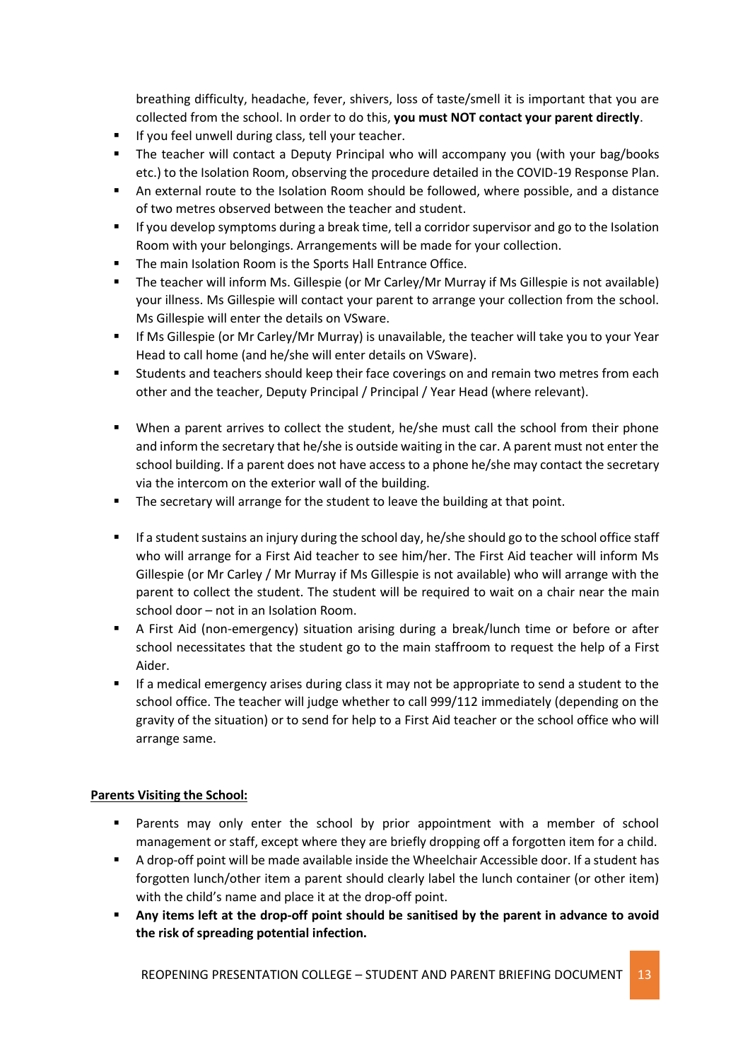breathing difficulty, headache, fever, shivers, loss of taste/smell it is important that you are collected from the school. In order to do this, **you must NOT contact your parent directly**.

- If you feel unwell during class, tell your teacher.
- The teacher will contact a Deputy Principal who will accompany you (with your bag/books etc.) to the Isolation Room, observing the procedure detailed in the COVID-19 Response Plan.
- An external route to the Isolation Room should be followed, where possible, and a distance of two metres observed between the teacher and student.
- If you develop symptoms during a break time, tell a corridor supervisor and go to the Isolation Room with your belongings. Arrangements will be made for your collection.
- The main Isolation Room is the Sports Hall Entrance Office.
- The teacher will inform Ms. Gillespie (or Mr Carley/Mr Murray if Ms Gillespie is not available) your illness. Ms Gillespie will contact your parent to arrange your collection from the school. Ms Gillespie will enter the details on VSware.
- If Ms Gillespie (or Mr Carley/Mr Murray) is unavailable, the teacher will take you to your Year Head to call home (and he/she will enter details on VSware).
- Students and teachers should keep their face coverings on and remain two metres from each other and the teacher, Deputy Principal / Principal / Year Head (where relevant).

- When a parent arrives to collect the student, he/she must call the school from their phone and inform the secretary that he/she is outside waiting in the car. A parent must not enter the school building. If a parent does not have access to a phone he/she may contact the secretary via the intercom on the exterior wall of the building.
- The secretary will arrange for the student to leave the building at that point.

- If a student sustains an injury during the school day, he/she should go to the school office staff who will arrange for a First Aid teacher to see him/her. The First Aid teacher will inform Ms Gillespie (or Mr Carley / Mr Murray if Ms Gillespie is not available) who will arrange with the parent to collect the student. The student will be required to wait on a chair near the main school door – not in an Isolation Room.
- A First Aid (non-emergency) situation arising during a break/lunch time or before or after school necessitates that the student go to the main staffroom to request the help of a First Aider.
- If a medical emergency arises during class it may not be appropriate to send a student to the school office. The teacher will judge whether to call 999/112 immediately (depending on the gravity of the situation) or to send for help to a First Aid teacher or the school office who will arrange same.

**<u>Parents Visiting the School:</u>**

- Parents may only enter the school by prior appointment with a member of school management or staff, except where they are briefly dropping off a forgotten item for a child.
- A drop-off point will be made available inside the Wheelchair Accessible door. If a student has forgotten lunch/other item a parent should clearly label the lunch container (or other item) with the child's name and place it at the drop-off point.
- **Any items left at the drop-off point should be sanitised by the parent in advance to avoid the risk of spreading potential infection.**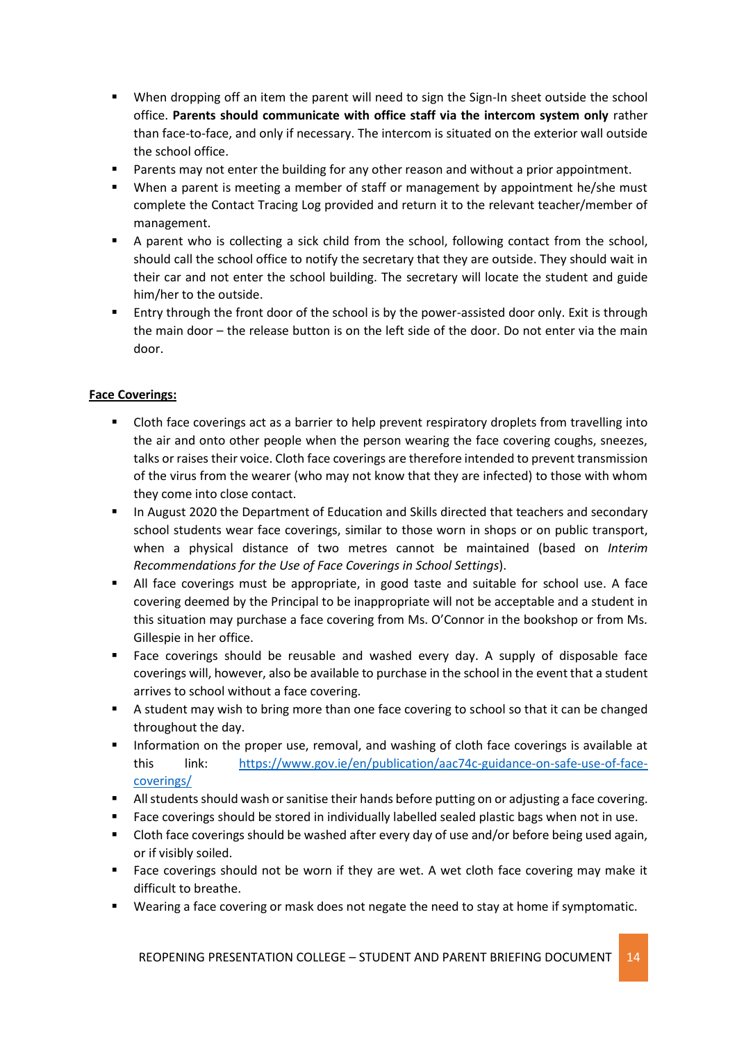- When dropping off an item the parent will need to sign the Sign-In sheet outside the school office. **Parents should communicate with office staff via the intercom system only** rather than face-to-face, and only if necessary. The intercom is situated on the exterior wall outside the school office.
- Parents may not enter the building for any other reason and without a prior appointment.
- When a parent is meeting a member of staff or management by appointment he/she must complete the Contact Tracing Log provided and return it to the relevant teacher/member of management.
- A parent who is collecting a sick child from the school, following contact from the school, should call the school office to notify the secretary that they are outside. They should wait in their car and not enter the school building. The secretary will locate the student and guide him/her to the outside.
- Entry through the front door of the school is by the power-assisted door only. Exit is through the main door – the release button is on the left side of the door. Do not enter via the main door.

**<u>Face Coverings:</u>**

- Cloth face coverings act as a barrier to help prevent respiratory droplets from travelling into the air and onto other people when the person wearing the face covering coughs, sneezes, talks or raises their voice. Cloth face coverings are therefore intended to prevent transmission of the virus from the wearer (who may not know that they are infected) to those with whom they come into close contact.
- In August 2020 the Department of Education and Skills directed that teachers and secondary school students wear face coverings, similar to those worn in shops or on public transport, when a physical distance of two metres cannot be maintained (based on *Interim Recommendations for the Use of Face Coverings in School Settings*).
- All face coverings must be appropriate, in good taste and suitable for school use. A face covering deemed by the Principal to be inappropriate will not be acceptable and a student in this situation may purchase a face covering from Ms. O'Connor in the bookshop or from Ms. Gillespie in her office.
- Face coverings should be reusable and washed every day. A supply of disposable face coverings will, however, also be available to purchase in the school in the event that a student arrives to school without a face covering.
- A student may wish to bring more than one face covering to school so that it can be changed throughout the day.
- Information on the proper use, removal, and washing of cloth face coverings is available at this link: [https://www.gov.ie/en/publication/aac74c-guidance-on-safe-use-of-face-coverings/](https://www.gov.ie/en/publication/aac74c-guidance-on-safe-use-of-face-coverings/)
- All students should wash or sanitise their hands before putting on or adjusting a face covering.
- Face coverings should be stored in individually labelled sealed plastic bags when not in use.
- Cloth face coverings should be washed after every day of use and/or before being used again, or if visibly soiled.
- Face coverings should not be worn if they are wet. A wet cloth face covering may make it difficult to breathe.
- Wearing a face covering or mask does not negate the need to stay at home if symptomatic.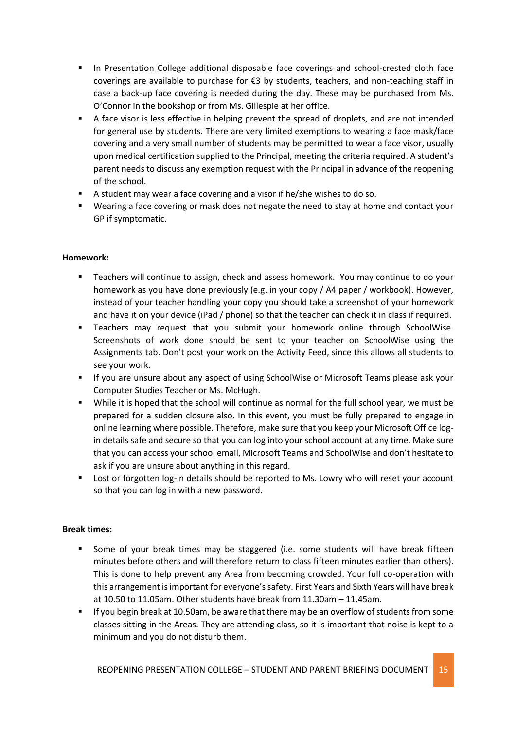- In Presentation College additional disposable face coverings and school-crested cloth face coverings are available to purchase for €3 by students, teachers, and non-teaching staff in case a back-up face covering is needed during the day. These may be purchased from Ms. O'Connor in the bookshop or from Ms. Gillespie at her office.
- A face visor is less effective in helping prevent the spread of droplets, and are not intended for general use by students. There are very limited exemptions to wearing a face mask/face covering and a very small number of students may be permitted to wear a face visor, usually upon medical certification supplied to the Principal, meeting the criteria required. A student's parent needs to discuss any exemption request with the Principal in advance of the reopening of the school.
- A student may wear a face covering and a visor if he/she wishes to do so.
- Wearing a face covering or mask does not negate the need to stay at home and contact your GP if symptomatic.

**Homework:**

- Teachers will continue to assign, check and assess homework. You may continue to do your homework as you have done previously (e.g. in your copy / A4 paper / workbook). However, instead of your teacher handling your copy you should take a screenshot of your homework and have it on your device (iPad / phone) so that the teacher can check it in class if required.
- Teachers may request that you submit your homework online through SchoolWise. Screenshots of work done should be sent to your teacher on SchoolWise using the Assignments tab. Don't post your work on the Activity Feed, since this allows all students to see your work.
- If you are unsure about any aspect of using SchoolWise or Microsoft Teams please ask your Computer Studies Teacher or Ms. McHugh.
- While it is hoped that the school will continue as normal for the full school year, we must be prepared for a sudden closure also. In this event, you must be fully prepared to engage in online learning where possible. Therefore, make sure that you keep your Microsoft Office log-in details safe and secure so that you can log into your school account at any time. Make sure that you can access your school email, Microsoft Teams and SchoolWise and don't hesitate to ask if you are unsure about anything in this regard.
- Lost or forgotten log-in details should be reported to Ms. Lowry who will reset your account so that you can log in with a new password.

**Break times:**

- Some of your break times may be staggered (i.e. some students will have break fifteen minutes before others and will therefore return to class fifteen minutes earlier than others). This is done to help prevent any Area from becoming crowded. Your full co-operation with this arrangement is important for everyone's safety. First Years and Sixth Years will have break at 10.50 to 11.05am. Other students have break from 11.30am – 11.45am.
- If you begin break at 10.50am, be aware that there may be an overflow of students from some classes sitting in the Areas. They are attending class, so it is important that noise is kept to a minimum and you do not disturb them.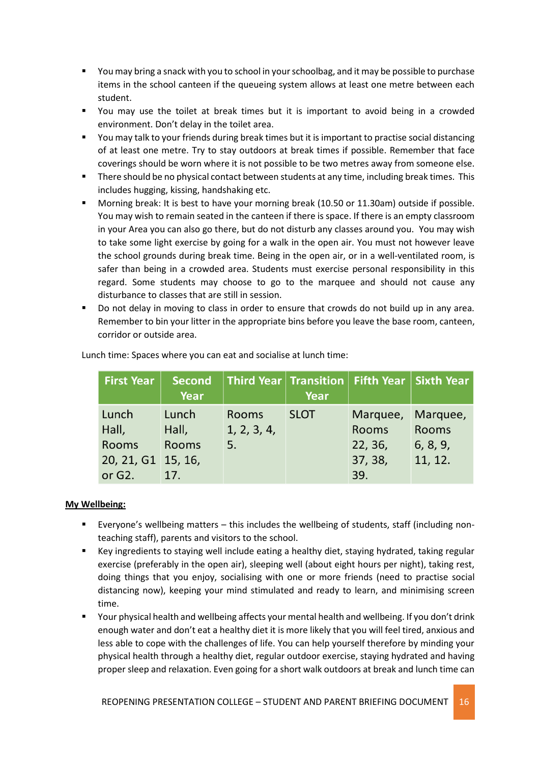- You may bring a snack with you to school in your schoolbag, and it may be possible to purchase items in the school canteen if the queueing system allows at least one metre between each student.
- You may use the toilet at break times but it is important to avoid being in a crowded environment. Don't delay in the toilet area.
- You may talk to your friends during break times but it is important to practise social distancing of at least one metre. Try to stay outdoors at break times if possible. Remember that face coverings should be worn where it is not possible to be two metres away from someone else.
- There should be no physical contact between students at any time, including break times. This includes hugging, kissing, handshaking etc.
- Morning break: It is best to have your morning break (10.50 or 11.30am) outside if possible. You may wish to remain seated in the canteen if there is space. If there is an empty classroom in your Area you can also go there, but do not disturb any classes around you. You may wish to take some light exercise by going for a walk in the open air. You must not however leave the school grounds during break time. Being in the open air, or in a well-ventilated room, is safer than being in a crowded area. Students must exercise personal responsibility in this regard. Some students may choose to go to the marquee and should not cause any disturbance to classes that are still in session.
- Do not delay in moving to class in order to ensure that crowds do not build up in any area. Remember to bin your litter in the appropriate bins before you leave the base room, canteen, corridor or outside area.

Lunch time: Spaces where you can eat and socialise at lunch time:

| First Year | Second Year | Third Year | Transition Year | Fifth Year | Sixth Year |
|---|---|---|---|---|---|
| Lunch Hall, Rooms 20, 21, G1 or G2. | Lunch Hall, Rooms 15, 16, 17. | Rooms 1, 2, 3, 4, 5. | SLOT | Marquee, Rooms 22, 36, 37, 38, 39. | Marquee, Rooms 6, 8, 9, 11, 12. |

**<u>My Wellbeing:</u>**

- Everyone's wellbeing matters – this includes the wellbeing of students, staff (including non-teaching staff), parents and visitors to the school.
- Key ingredients to staying well include eating a healthy diet, staying hydrated, taking regular exercise (preferably in the open air), sleeping well (about eight hours per night), taking rest, doing things that you enjoy, socialising with one or more friends (need to practise social distancing now), keeping your mind stimulated and ready to learn, and minimising screen time.
- Your physical health and wellbeing affects your mental health and wellbeing. If you don't drink enough water and don't eat a healthy diet it is more likely that you will feel tired, anxious and less able to cope with the challenges of life. You can help yourself therefore by minding your physical health through a healthy diet, regular outdoor exercise, staying hydrated and having proper sleep and relaxation. Even going for a short walk outdoors at break and lunch time can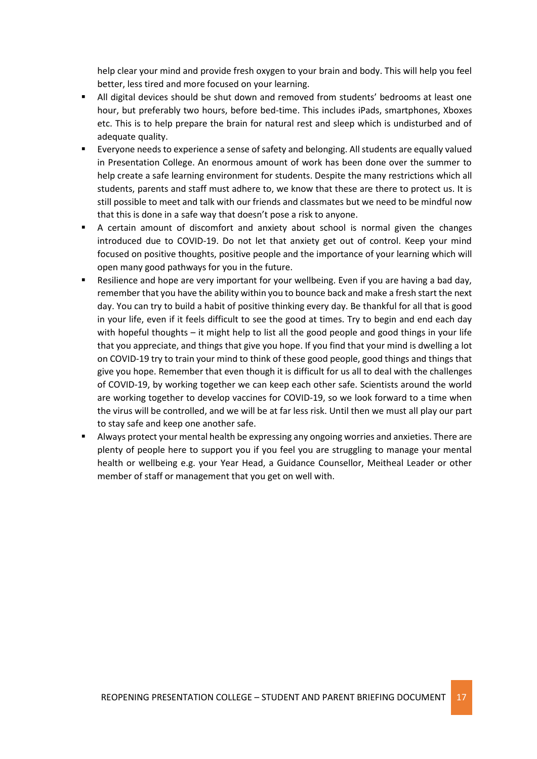help clear your mind and provide fresh oxygen to your brain and body. This will help you feel better, less tired and more focused on your learning.

- All digital devices should be shut down and removed from students' bedrooms at least one hour, but preferably two hours, before bed-time. This includes iPads, smartphones, Xboxes etc. This is to help prepare the brain for natural rest and sleep which is undisturbed and of adequate quality.
- Everyone needs to experience a sense of safety and belonging. All students are equally valued in Presentation College. An enormous amount of work has been done over the summer to help create a safe learning environment for students. Despite the many restrictions which all students, parents and staff must adhere to, we know that these are there to protect us. It is still possible to meet and talk with our friends and classmates but we need to be mindful now that this is done in a safe way that doesn't pose a risk to anyone.
- A certain amount of discomfort and anxiety about school is normal given the changes introduced due to COVID-19. Do not let that anxiety get out of control. Keep your mind focused on positive thoughts, positive people and the importance of your learning which will open many good pathways for you in the future.
- Resilience and hope are very important for your wellbeing. Even if you are having a bad day, remember that you have the ability within you to bounce back and make a fresh start the next day. You can try to build a habit of positive thinking every day. Be thankful for all that is good in your life, even if it feels difficult to see the good at times. Try to begin and end each day with hopeful thoughts – it might help to list all the good people and good things in your life that you appreciate, and things that give you hope. If you find that your mind is dwelling a lot on COVID-19 try to train your mind to think of these good people, good things and things that give you hope. Remember that even though it is difficult for us all to deal with the challenges of COVID-19, by working together we can keep each other safe. Scientists around the world are working together to develop vaccines for COVID-19, so we look forward to a time when the virus will be controlled, and we will be at far less risk. Until then we must all play our part to stay safe and keep one another safe.
- Always protect your mental health be expressing any ongoing worries and anxieties. There are plenty of people here to support you if you feel you are struggling to manage your mental health or wellbeing e.g. your Year Head, a Guidance Counsellor, Meitheal Leader or other member of staff or management that you get on well with.